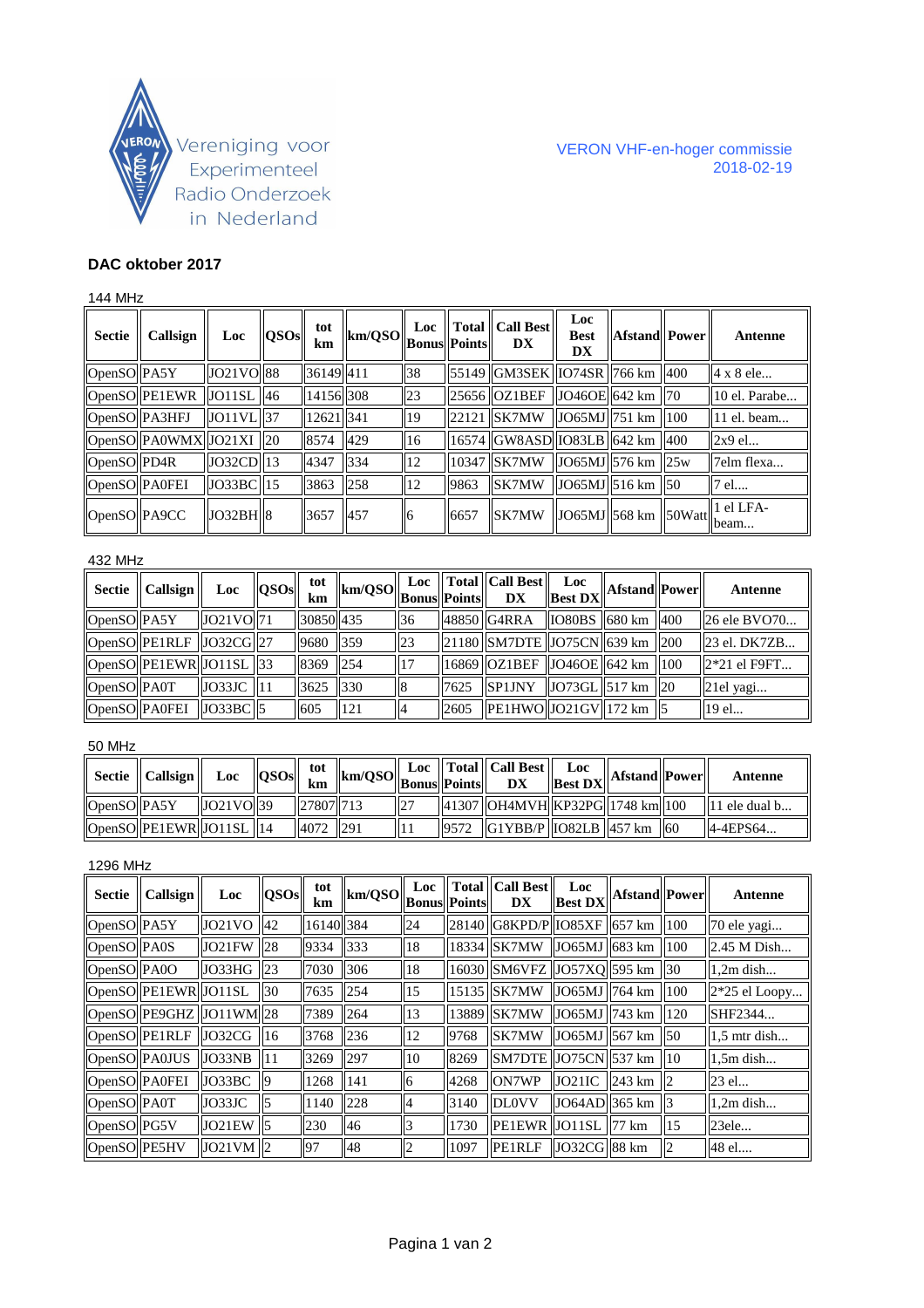Vereniging voor Experimenteel Radio Onderzoek in Nederland

VERON VHF-en-hoger commissie
2018-02-19

## DAC oktober 2017

### 144 MHz

| Sectie | Callsign | Loc | QSOs | tot km | km/QSO | Loc Bonus | Total Points | Call Best DX | Loc Best DX | Afstand | Power | Antenne |
|---|---|---|---|---|---|---|---|---|---|---|---|---|
| OpenSO | PA5Y | JO21VO | 88 | 36149 | 411 | 38 | 55149 | GM3SEK | IO74SR | 766 km | 400 | 4 x 8 ele... |
| OpenSO | PE1EWR | JO11SL | 46 | 14156 | 308 | 23 | 25656 | OZ1BEF | JO46OE | 642 km | 70 | 10 el. Parabe... |
| OpenSO | PA3HFJ | JO11VL | 37 | 12621 | 341 | 19 | 22121 | SK7MW | JO65MJ | 751 km | 100 | 11 el. beam... |
| OpenSO | PA0WMX | JO21XI | 20 | 8574 | 429 | 16 | 16574 | GW8ASD | IO83LB | 642 km | 400 | 2x9 el... |
| OpenSO | PD4R | JO32CD | 13 | 4347 | 334 | 12 | 10347 | SK7MW | JO65MJ | 576 km | 25w | 7elm flexa... |
| OpenSO | PA0FEI | JO33BC | 15 | 3863 | 258 | 12 | 9863 | SK7MW | JO65MJ | 516 km | 50 | 7 el.... |
| OpenSO | PA9CC | JO32BH | 8 | 3657 | 457 | 6 | 6657 | SK7MW | JO65MJ | 568 km | 50Watt | 1 el LFA-beam... |

### 432 MHz

| Sectie | Callsign | Loc | QSOs | tot km | km/QSO | Loc Bonus | Total Points | Call Best DX | Loc Best DX | Afstand | Power | Antenne |
|---|---|---|---|---|---|---|---|---|---|---|---|---|
| OpenSO | PA5Y | JO21VO | 71 | 30850 | 435 | 36 | 48850 | G4RRA | IO80BS | 680 km | 400 | 26 ele BVO70... |
| OpenSO | PE1RLF | JO32CG | 27 | 9680 | 359 | 23 | 21180 | SM7DTE | JO75CN | 639 km | 200 | 23 el. DK7ZB... |
| OpenSO | PE1EWR | JO11SL | 33 | 8369 | 254 | 17 | 16869 | OZ1BEF | JO46OE | 642 km | 100 | 2*21 el F9FT... |
| OpenSO | PA0T | JO33JC | 11 | 3625 | 330 | 8 | 7625 | SP1JNY | JO73GL | 517 km | 20 | 21el yagi... |
| OpenSO | PA0FEI | JO33BC | 5 | 605 | 121 | 4 | 2605 | PE1HWO | JO21GV | 172 km | 5 | 19 el... |

### 50 MHz

| Sectie | Callsign | Loc | QSOs | tot km | km/QSO | Loc Bonus | Total Points | Call Best DX | Loc Best DX | Afstand | Power | Antenne |
|---|---|---|---|---|---|---|---|---|---|---|---|---|
| OpenSO | PA5Y | JO21VO | 39 | 27807 | 713 | 27 | 41307 | OH4MVH | KP32PG | 1748 km | 100 | 11 ele dual b... |
| OpenSO | PE1EWR | JO11SL | 14 | 4072 | 291 | 11 | 9572 | G1YBB/P | IO82LB | 457 km | 60 | 4-4EPS64... |

### 1296 MHz

| Sectie | Callsign | Loc | QSOs | tot km | km/QSO | Loc Bonus | Total Points | Call Best DX | Loc Best DX | Afstand | Power | Antenne |
|---|---|---|---|---|---|---|---|---|---|---|---|---|
| OpenSO | PA5Y | JO21VO | 42 | 16140 | 384 | 24 | 28140 | G8KPD/P | IO85XF | 657 km | 100 | 70 ele yagi... |
| OpenSO | PA0S | JO21FW | 28 | 9334 | 333 | 18 | 18334 | SK7MW | JO65MJ | 683 km | 100 | 2.45 M Dish... |
| OpenSO | PA0O | JO33HG | 23 | 7030 | 306 | 18 | 16030 | SM6VFZ | JO57XQ | 595 km | 30 | 1,2m dish... |
| OpenSO | PE1EWR | JO11SL | 30 | 7635 | 254 | 15 | 15135 | SK7MW | JO65MJ | 764 km | 100 | 2*25 el Loopy... |
| OpenSO | PE9GHZ | JO11WM | 28 | 7389 | 264 | 13 | 13889 | SK7MW | JO65MJ | 743 km | 120 | SHF2344... |
| OpenSO | PE1RLF | JO32CG | 16 | 3768 | 236 | 12 | 9768 | SK7MW | JO65MJ | 567 km | 50 | 1,5 mtr dish... |
| OpenSO | PA0JUS | JO33NB | 11 | 3269 | 297 | 10 | 8269 | SM7DTE | JO75CN | 537 km | 10 | 1,5m dish... |
| OpenSO | PA0FEI | JO33BC | 9 | 1268 | 141 | 6 | 4268 | ON7WP | JO21IC | 243 km | 2 | 23 el... |
| OpenSO | PA0T | JO33JC | 5 | 1140 | 228 | 4 | 3140 | DL0VV | JO64AD | 365 km | 3 | 1,2m dish... |
| OpenSO | PG5V | JO21EW | 5 | 230 | 46 | 3 | 1730 | PE1EWR | JO11SL | 77 km | 15 | 23ele... |
| OpenSO | PE5HV | JO21VM | 2 | 97 | 48 | 2 | 1097 | PE1RLF | JO32CG | 88 km | 2 | 48 el.... |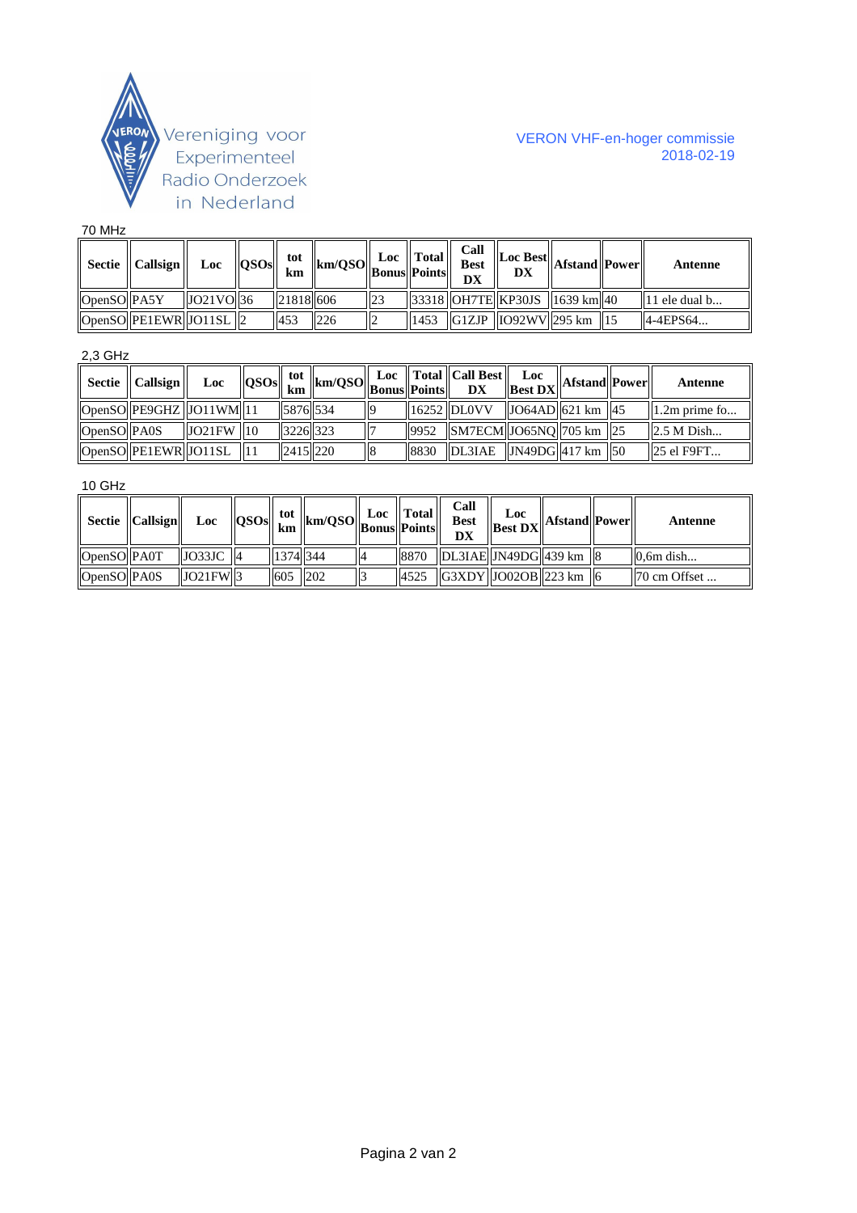Vereniging voor Experimenteel Radio Onderzoek in Nederland

VERON VHF-en-hoger commissie
2018-02-19

70 MHz

| Sectie | Callsign | Loc | QSOs | tot km | km/QSO | Loc Bonus | Total Points | Call Best DX | Loc Best DX | Afstand | Power | Antenne |
|---|---|---|---|---|---|---|---|---|---|---|---|---|
| OpenSO | PA5Y | JO21VO | 36 | 21818 | 606 | 23 | 33318 | OH7TE | KP30JS | 1639 km | 40 | 11 ele dual b... |
| OpenSO | PE1EWR | JO11SL | 2 | 453 | 226 | 2 | 1453 | G1ZJP | IO92WV | 295 km | 15 | 4-4EPS64... |

2,3 GHz

| Sectie | Callsign | Loc | QSOs | tot km | km/QSO | Loc Bonus | Total Points | Call Best DX | Loc Best DX | Afstand | Power | Antenne |
|---|---|---|---|---|---|---|---|---|---|---|---|---|
| OpenSO | PE9GHZ | JO11WM | 11 | 5876 | 534 | 9 | 16252 | DL0VV | JO64AD | 621 km | 45 | 1.2m prime fo... |
| OpenSO | PA0S | JO21FW | 10 | 3226 | 323 | 7 | 9952 | SM7ECM | JO65NQ | 705 km | 25 | 2.5 M Dish... |
| OpenSO | PE1EWR | JO11SL | 11 | 2415 | 220 | 8 | 8830 | DL3IAE | JN49DG | 417 km | 50 | 25 el F9FT... |

10 GHz

| Sectie | Callsign | Loc | QSOs | tot km | km/QSO | Loc Bonus | Total Points | Call Best DX | Loc Best DX | Afstand | Power | Antenne |
|---|---|---|---|---|---|---|---|---|---|---|---|---|
| OpenSO | PA0T | JO33JC | 4 | 1374 | 344 | 4 | 8870 | DL3IAE | JN49DG | 439 km | 8 | 0,6m dish... |
| OpenSO | PA0S | JO21FW | 3 | 605 | 202 | 3 | 4525 | G3XDY | JO02OB | 223 km | 6 | 70 cm Offset ... |